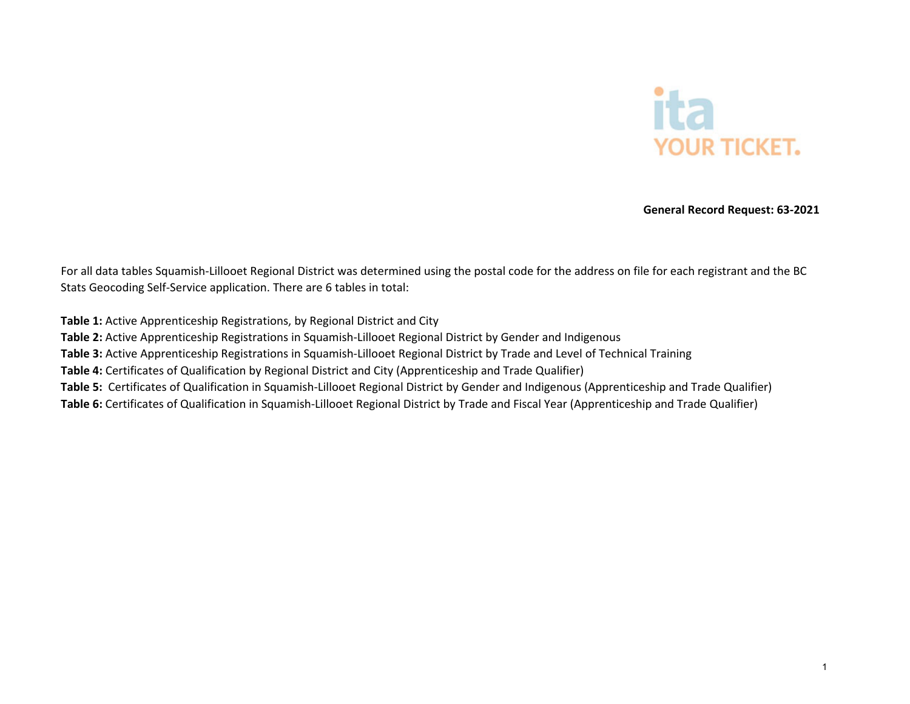ita
YOUR TICKET.

**General Record Request: 63-2021**

For all data tables Squamish-Lillooet Regional District was determined using the postal code for the address on file for each registrant and the BC Stats Geocoding Self-Service application. There are 6 tables in total:

**Table 1:** Active Apprenticeship Registrations, by Regional District and City
**Table 2:** Active Apprenticeship Registrations in Squamish-Lillooet Regional District by Gender and Indigenous
**Table 3:** Active Apprenticeship Registrations in Squamish-Lillooet Regional District by Trade and Level of Technical Training
**Table 4:** Certificates of Qualification by Regional District and City (Apprenticeship and Trade Qualifier)
**Table 5:** Certificates of Qualification in Squamish-Lillooet Regional District by Gender and Indigenous (Apprenticeship and Trade Qualifier)
**Table 6:** Certificates of Qualification in Squamish-Lillooet Regional District by Trade and Fiscal Year (Apprenticeship and Trade Qualifier)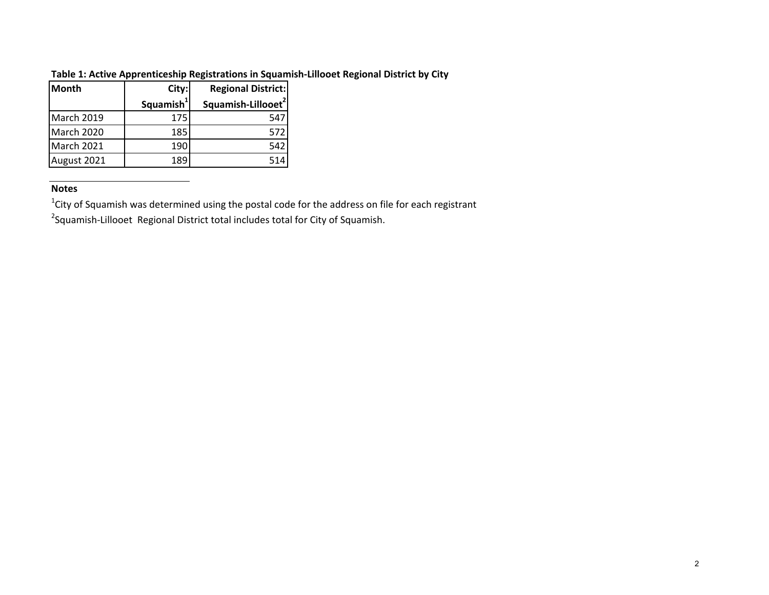**Table 1: Active Apprenticeship Registrations in Squamish-Lillooet Regional District by City**

| Month | City: Squamish[1] | Regional District: Squamish-Lillooet[2] |
|---|---|---|
| March 2019 | 175 | 547 |
| March 2020 | 185 | 572 |
| March 2021 | 190 | 542 |
| August 2021 | 189 | 514 |

**Notes**

[1]City of Squamish was determined using the postal code for the address on file for each registrant

[2]Squamish-Lillooet Regional District total includes total for City of Squamish.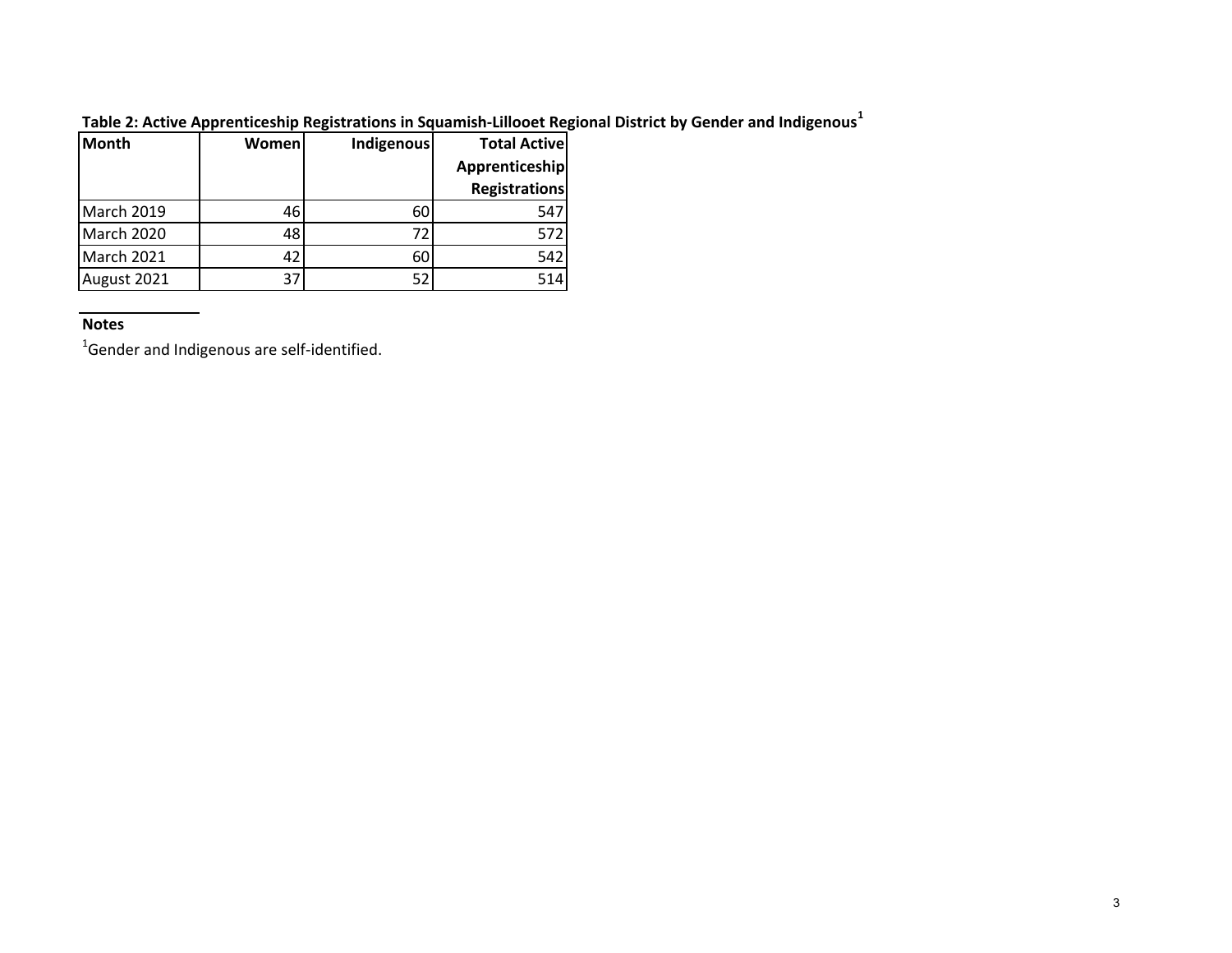**Table 2: Active Apprenticeship Registrations in Squamish-Lillooet Regional District by Gender and Indigenous[1]**

| Month | Women | Indigenous | Total Active Apprenticeship Registrations |
|---|---|---|---|
| March 2019 | 46 | 60 | 547 |
| March 2020 | 48 | 72 | 572 |
| March 2021 | 42 | 60 | 542 |
| August 2021 | 37 | 52 | 514 |

**Notes**

[1]Gender and Indigenous are self-identified.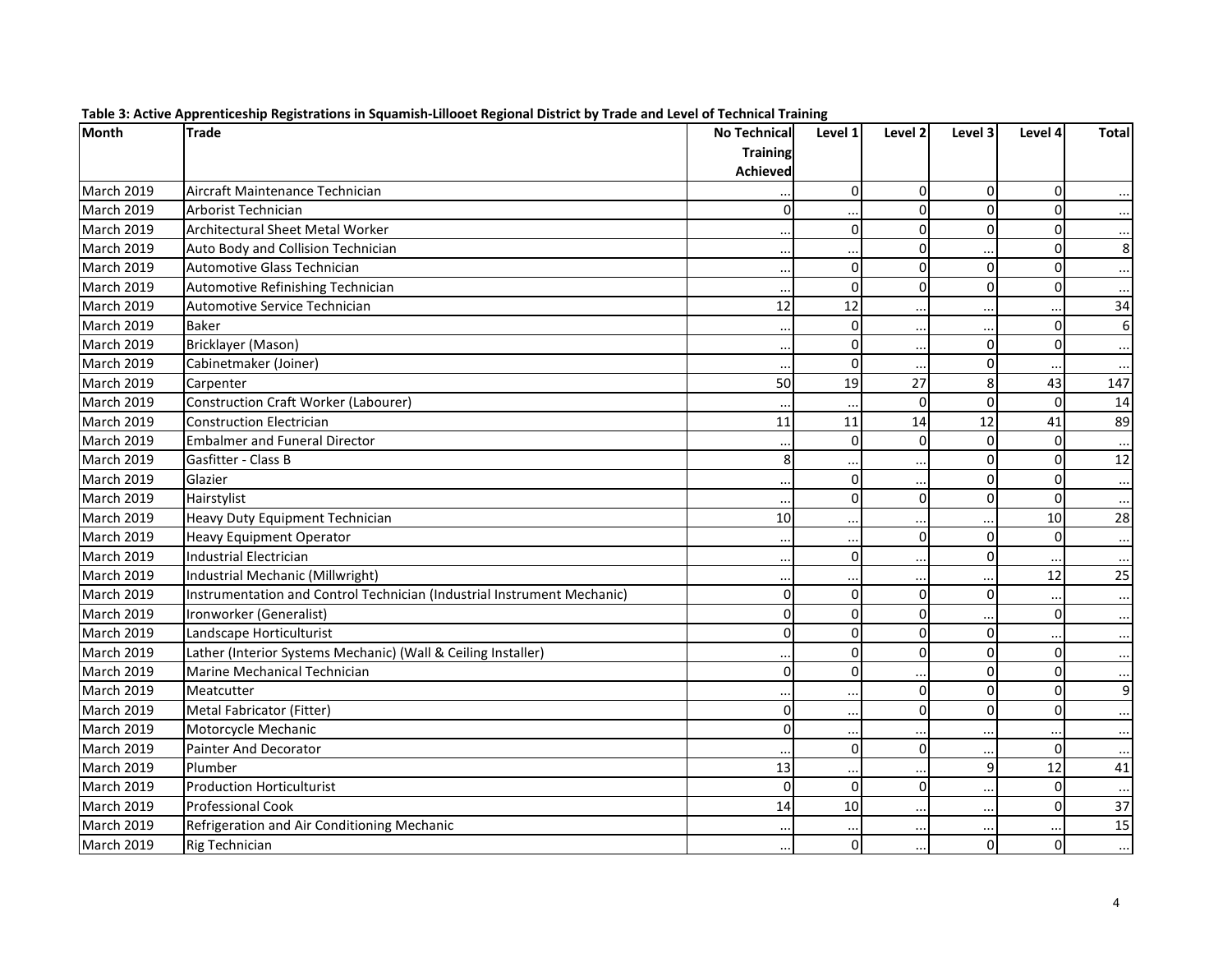**Table 3: Active Apprenticeship Registrations in Squamish-Lillooet Regional District by Trade and Level of Technical Training**

| Month | Trade | No Technical Training Achieved | Level 1 | Level 2 | Level 3 | Level 4 | Total |
|---|---|---|---|---|---|---|---|
| March 2019 | Aircraft Maintenance Technician | ... | 0 | 0 | 0 | 0 | ... |
| March 2019 | Arborist Technician | 0 | ... | 0 | 0 | 0 | ... |
| March 2019 | Architectural Sheet Metal Worker | ... | 0 | 0 | 0 | 0 | ... |
| March 2019 | Auto Body and Collision Technician | ... | ... | 0 | ... | 0 | 8 |
| March 2019 | Automotive Glass Technician | ... | 0 | 0 | 0 | 0 | ... |
| March 2019 | Automotive Refinishing Technician | ... | 0 | 0 | 0 | 0 | ... |
| March 2019 | Automotive Service Technician | 12 | 12 | ... | ... | ... | 34 |
| March 2019 | Baker | ... | 0 | ... | ... | 0 | 6 |
| March 2019 | Bricklayer (Mason) | ... | 0 | ... | 0 | 0 | ... |
| March 2019 | Cabinetmaker (Joiner) | ... | 0 | ... | 0 | ... | ... |
| March 2019 | Carpenter | 50 | 19 | 27 | 8 | 43 | 147 |
| March 2019 | Construction Craft Worker (Labourer) | ... | ... | 0 | 0 | 0 | 14 |
| March 2019 | Construction Electrician | 11 | 11 | 14 | 12 | 41 | 89 |
| March 2019 | Embalmer and Funeral Director | ... | 0 | 0 | 0 | 0 | ... |
| March 2019 | Gasfitter - Class B | 8 | ... | ... | 0 | 0 | 12 |
| March 2019 | Glazier | ... | 0 | ... | 0 | 0 | ... |
| March 2019 | Hairstylist | ... | 0 | 0 | 0 | 0 | ... |
| March 2019 | Heavy Duty Equipment Technician | 10 | ... | ... | ... | 10 | 28 |
| March 2019 | Heavy Equipment Operator | ... | ... | 0 | 0 | 0 | ... |
| March 2019 | Industrial Electrician | ... | 0 | ... | 0 | ... | ... |
| March 2019 | Industrial Mechanic (Millwright) | ... | ... | ... | ... | 12 | 25 |
| March 2019 | Instrumentation and Control Technician (Industrial Instrument Mechanic) | 0 | 0 | 0 | 0 | ... | ... |
| March 2019 | Ironworker (Generalist) | 0 | 0 | 0 | ... | 0 | ... |
| March 2019 | Landscape Horticulturist | 0 | 0 | 0 | 0 | ... | ... |
| March 2019 | Lather (Interior Systems Mechanic) (Wall & Ceiling Installer) | ... | 0 | 0 | 0 | 0 | ... |
| March 2019 | Marine Mechanical Technician | 0 | 0 | ... | 0 | 0 | ... |
| March 2019 | Meatcutter | ... | ... | 0 | 0 | 0 | 9 |
| March 2019 | Metal Fabricator (Fitter) | 0 | ... | 0 | 0 | 0 | ... |
| March 2019 | Motorcycle Mechanic | 0 | ... | ... | ... | ... | ... |
| March 2019 | Painter And Decorator | ... | 0 | 0 | ... | 0 | ... |
| March 2019 | Plumber | 13 | ... | ... | 9 | 12 | 41 |
| March 2019 | Production Horticulturist | 0 | 0 | 0 | ... | 0 | ... |
| March 2019 | Professional Cook | 14 | 10 | ... | ... | 0 | 37 |
| March 2019 | Refrigeration and Air Conditioning Mechanic | ... | ... | ... | ... | ... | 15 |
| March 2019 | Rig Technician | ... | 0 | ... | 0 | 0 | ... |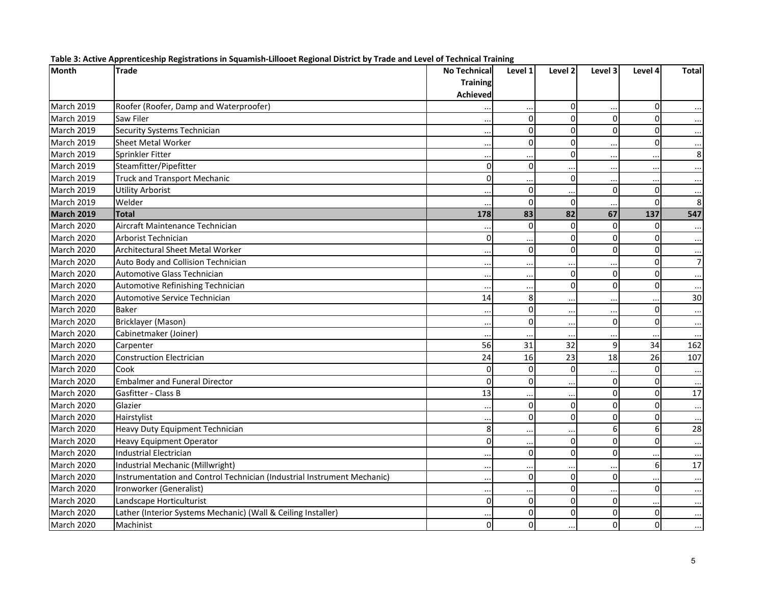**Table 3: Active Apprenticeship Registrations in Squamish-Lillooet Regional District by Trade and Level of Technical Training**

| Month | Trade | No Technical Training Achieved | Level 1 | Level 2 | Level 3 | Level 4 | Total |
|---|---|---|---|---|---|---|---|
| March 2019 | Roofer (Roofer, Damp and Waterproofer) | ... | ... | 0 | ... | 0 | ... |
| March 2019 | Saw Filer | ... | 0 | 0 | 0 | 0 | ... |
| March 2019 | Security Systems Technician | ... | 0 | 0 | 0 | 0 | ... |
| March 2019 | Sheet Metal Worker | ... | 0 | 0 | ... | 0 | ... |
| March 2019 | Sprinkler Fitter | ... | ... | 0 | ... | ... | 8 |
| March 2019 | Steamfitter/Pipefitter | 0 | 0 | ... | ... | ... | ... |
| March 2019 | Truck and Transport Mechanic | 0 | ... | 0 | ... | ... | ... |
| March 2019 | Utility Arborist | ... | 0 | ... | 0 | 0 | ... |
| March 2019 | Welder | ... | 0 | 0 | ... | 0 | 8 |
| **March 2019** | **Total** | **178** | **83** | **82** | **67** | **137** | **547** |
| March 2020 | Aircraft Maintenance Technician | ... | 0 | 0 | 0 | 0 | ... |
| March 2020 | Arborist Technician | 0 | ... | 0 | 0 | 0 | ... |
| March 2020 | Architectural Sheet Metal Worker | ... | 0 | 0 | 0 | 0 | ... |
| March 2020 | Auto Body and Collision Technician | ... | ... | ... | ... | 0 | 7 |
| March 2020 | Automotive Glass Technician | ... | ... | 0 | 0 | 0 | ... |
| March 2020 | Automotive Refinishing Technician | ... | ... | 0 | 0 | 0 | ... |
| March 2020 | Automotive Service Technician | 14 | 8 | ... | ... | ... | 30 |
| March 2020 | Baker | ... | 0 | ... | ... | 0 | ... |
| March 2020 | Bricklayer (Mason) | ... | 0 | ... | 0 | 0 | ... |
| March 2020 | Cabinetmaker (Joiner) | ... | ... | ... | ... | ... | ... |
| March 2020 | Carpenter | 56 | 31 | 32 | 9 | 34 | 162 |
| March 2020 | Construction Electrician | 24 | 16 | 23 | 18 | 26 | 107 |
| March 2020 | Cook | 0 | 0 | 0 | ... | 0 | ... |
| March 2020 | Embalmer and Funeral Director | 0 | 0 | ... | 0 | 0 | ... |
| March 2020 | Gasfitter - Class B | 13 | ... | ... | 0 | 0 | 17 |
| March 2020 | Glazier | ... | 0 | 0 | 0 | 0 | ... |
| March 2020 | Hairstylist | ... | 0 | 0 | 0 | 0 | ... |
| March 2020 | Heavy Duty Equipment Technician | 8 | ... | ... | 6 | 6 | 28 |
| March 2020 | Heavy Equipment Operator | 0 | ... | 0 | 0 | 0 | ... |
| March 2020 | Industrial Electrician | ... | 0 | 0 | 0 | ... | ... |
| March 2020 | Industrial Mechanic (Millwright) | ... | ... | ... | ... | 6 | 17 |
| March 2020 | Instrumentation and Control Technician (Industrial Instrument Mechanic) | ... | 0 | 0 | 0 | ... | ... |
| March 2020 | Ironworker (Generalist) | ... | ... | 0 | ... | 0 | ... |
| March 2020 | Landscape Horticulturist | 0 | 0 | 0 | 0 | ... | ... |
| March 2020 | Lather (Interior Systems Mechanic) (Wall & Ceiling Installer) | ... | 0 | 0 | 0 | 0 | ... |
| March 2020 | Machinist | 0 | 0 | ... | 0 | 0 | ... |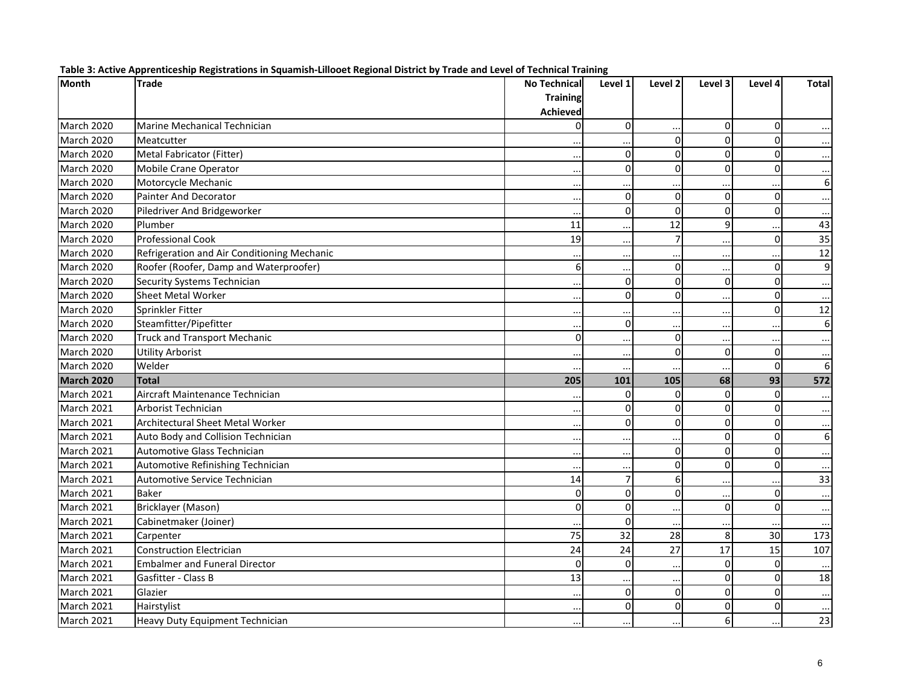**Table 3: Active Apprenticeship Registrations in Squamish-Lillooet Regional District by Trade and Level of Technical Training**

| Month | Trade | No Technical Training Achieved | Level 1 | Level 2 | Level 3 | Level 4 | Total |
|---|---|---|---|---|---|---|---|
| March 2020 | Marine Mechanical Technician | 0 | 0 | ... | 0 | 0 | ... |
| March 2020 | Meatcutter | ... | ... | 0 | 0 | 0 | ... |
| March 2020 | Metal Fabricator (Fitter) | ... | 0 | 0 | 0 | 0 | ... |
| March 2020 | Mobile Crane Operator | ... | 0 | 0 | 0 | 0 | ... |
| March 2020 | Motorcycle Mechanic | ... | ... | ... | ... | ... | 6 |
| March 2020 | Painter And Decorator | ... | 0 | 0 | 0 | 0 | ... |
| March 2020 | Piledriver And Bridgeworker | ... | 0 | 0 | 0 | 0 | ... |
| March 2020 | Plumber | 11 | ... | 12 | 9 | ... | 43 |
| March 2020 | Professional Cook | 19 | ... | 7 | ... | 0 | 35 |
| March 2020 | Refrigeration and Air Conditioning Mechanic | ... | ... | ... | ... | ... | 12 |
| March 2020 | Roofer (Roofer, Damp and Waterproofer) | 6 | ... | 0 | ... | 0 | 9 |
| March 2020 | Security Systems Technician | ... | 0 | 0 | 0 | 0 | ... |
| March 2020 | Sheet Metal Worker | ... | 0 | 0 | ... | 0 | ... |
| March 2020 | Sprinkler Fitter | ... | ... | ... | ... | 0 | 12 |
| March 2020 | Steamfitter/Pipefitter | ... | 0 | ... | ... | ... | 6 |
| March 2020 | Truck and Transport Mechanic | 0 | ... | 0 | ... | ... | ... |
| March 2020 | Utility Arborist | ... | ... | 0 | 0 | 0 | ... |
| March 2020 | Welder | ... | ... | ... | ... | 0 | 6 |
| **March 2020** | **Total** | **205** | **101** | **105** | **68** | **93** | **572** |
| March 2021 | Aircraft Maintenance Technician | ... | 0 | 0 | 0 | 0 | ... |
| March 2021 | Arborist Technician | ... | 0 | 0 | 0 | 0 | ... |
| March 2021 | Architectural Sheet Metal Worker | ... | 0 | 0 | 0 | 0 | ... |
| March 2021 | Auto Body and Collision Technician | ... | ... | ... | 0 | 0 | 6 |
| March 2021 | Automotive Glass Technician | ... | ... | 0 | 0 | 0 | ... |
| March 2021 | Automotive Refinishing Technician | ... | ... | 0 | 0 | 0 | ... |
| March 2021 | Automotive Service Technician | 14 | 7 | 6 | ... | ... | 33 |
| March 2021 | Baker | 0 | 0 | 0 | ... | 0 | ... |
| March 2021 | Bricklayer (Mason) | 0 | 0 | ... | 0 | 0 | ... |
| March 2021 | Cabinetmaker (Joiner) | ... | 0 | ... | ... | ... | ... |
| March 2021 | Carpenter | 75 | 32 | 28 | 8 | 30 | 173 |
| March 2021 | Construction Electrician | 24 | 24 | 27 | 17 | 15 | 107 |
| March 2021 | Embalmer and Funeral Director | 0 | 0 | ... | 0 | 0 | ... |
| March 2021 | Gasfitter - Class B | 13 | ... | ... | 0 | 0 | 18 |
| March 2021 | Glazier | ... | 0 | 0 | 0 | 0 | ... |
| March 2021 | Hairstylist | ... | 0 | 0 | 0 | 0 | ... |
| March 2021 | Heavy Duty Equipment Technician | ... | ... | ... | 6 | ... | 23 |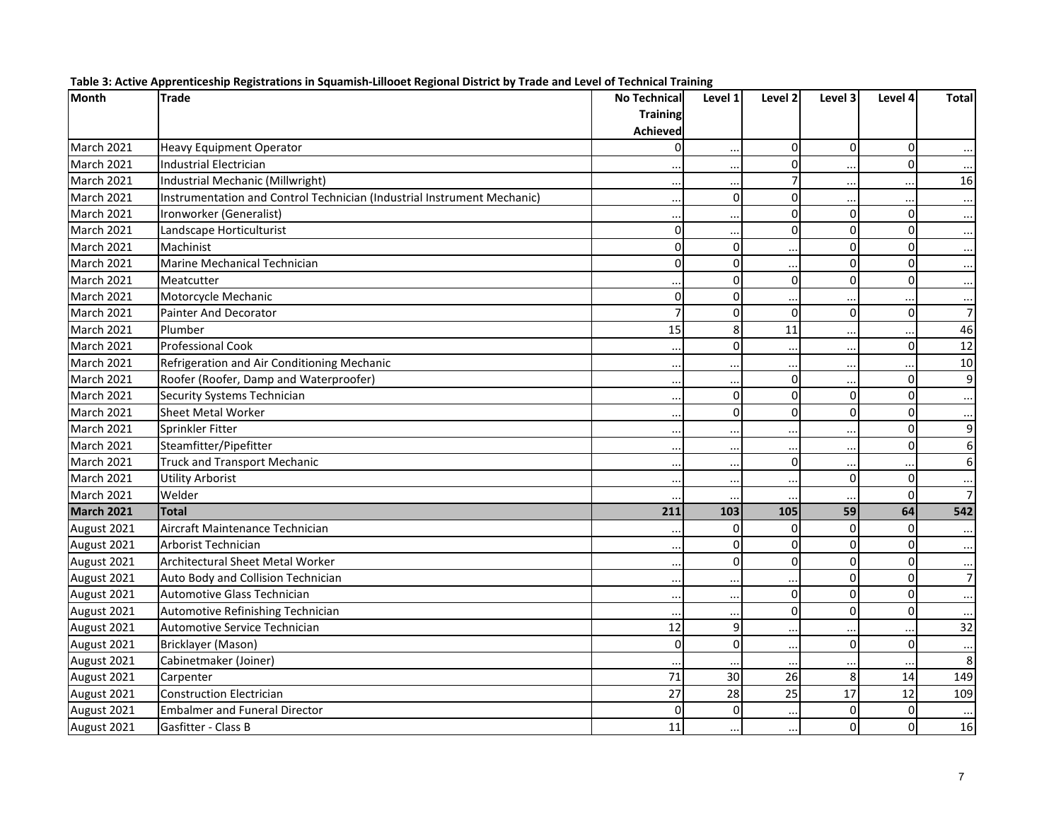**Table 3: Active Apprenticeship Registrations in Squamish-Lillooet Regional District by Trade and Level of Technical Training**

| Month | Trade | No Technical Training Achieved | Level 1 | Level 2 | Level 3 | Level 4 | Total |
|---|---|---|---|---|---|---|---|
| March 2021 | Heavy Equipment Operator | 0 | ... | 0 | 0 | 0 | ... |
| March 2021 | Industrial Electrician | ... | ... | 0 | ... | 0 | ... |
| March 2021 | Industrial Mechanic (Millwright) | ... | ... | 7 | ... | ... | 16 |
| March 2021 | Instrumentation and Control Technician (Industrial Instrument Mechanic) | ... | 0 | 0 | ... | ... | ... |
| March 2021 | Ironworker (Generalist) | ... | ... | 0 | 0 | 0 | ... |
| March 2021 | Landscape Horticulturist | 0 | ... | 0 | 0 | 0 | ... |
| March 2021 | Machinist | 0 | 0 | ... | 0 | 0 | ... |
| March 2021 | Marine Mechanical Technician | 0 | 0 | ... | 0 | 0 | ... |
| March 2021 | Meatcutter | ... | 0 | 0 | 0 | 0 | ... |
| March 2021 | Motorcycle Mechanic | 0 | 0 | ... | ... | ... | ... |
| March 2021 | Painter And Decorator | 7 | 0 | 0 | 0 | 0 | 7 |
| March 2021 | Plumber | 15 | 8 | 11 | ... | ... | 46 |
| March 2021 | Professional Cook | ... | 0 | ... | ... | 0 | 12 |
| March 2021 | Refrigeration and Air Conditioning Mechanic | ... | ... | ... | ... | ... | 10 |
| March 2021 | Roofer (Roofer, Damp and Waterproofer) | ... | ... | 0 | ... | 0 | 9 |
| March 2021 | Security Systems Technician | ... | 0 | 0 | 0 | 0 | ... |
| March 2021 | Sheet Metal Worker | ... | 0 | 0 | 0 | 0 | ... |
| March 2021 | Sprinkler Fitter | ... | ... | ... | ... | 0 | 9 |
| March 2021 | Steamfitter/Pipefitter | ... | ... | ... | ... | 0 | 6 |
| March 2021 | Truck and Transport Mechanic | ... | ... | 0 | ... | ... | 6 |
| March 2021 | Utility Arborist | ... | ... | ... | 0 | 0 | ... |
| March 2021 | Welder | ... | ... | ... | ... | 0 | 7 |
| **March 2021** | **Total** | **211** | **103** | **105** | **59** | **64** | **542** |
| August 2021 | Aircraft Maintenance Technician | ... | 0 | 0 | 0 | 0 | ... |
| August 2021 | Arborist Technician | ... | 0 | 0 | 0 | 0 | ... |
| August 2021 | Architectural Sheet Metal Worker | ... | 0 | 0 | 0 | 0 | ... |
| August 2021 | Auto Body and Collision Technician | ... | ... | ... | 0 | 0 | 7 |
| August 2021 | Automotive Glass Technician | ... | ... | 0 | 0 | 0 | ... |
| August 2021 | Automotive Refinishing Technician | ... | ... | 0 | 0 | 0 | ... |
| August 2021 | Automotive Service Technician | 12 | 9 | ... | ... | ... | 32 |
| August 2021 | Bricklayer (Mason) | 0 | 0 | ... | 0 | 0 | ... |
| August 2021 | Cabinetmaker (Joiner) | ... | ... | ... | ... | ... | 8 |
| August 2021 | Carpenter | 71 | 30 | 26 | 8 | 14 | 149 |
| August 2021 | Construction Electrician | 27 | 28 | 25 | 17 | 12 | 109 |
| August 2021 | Embalmer and Funeral Director | 0 | 0 | ... | 0 | 0 | ... |
| August 2021 | Gasfitter - Class B | 11 | ... | ... | 0 | 0 | 16 |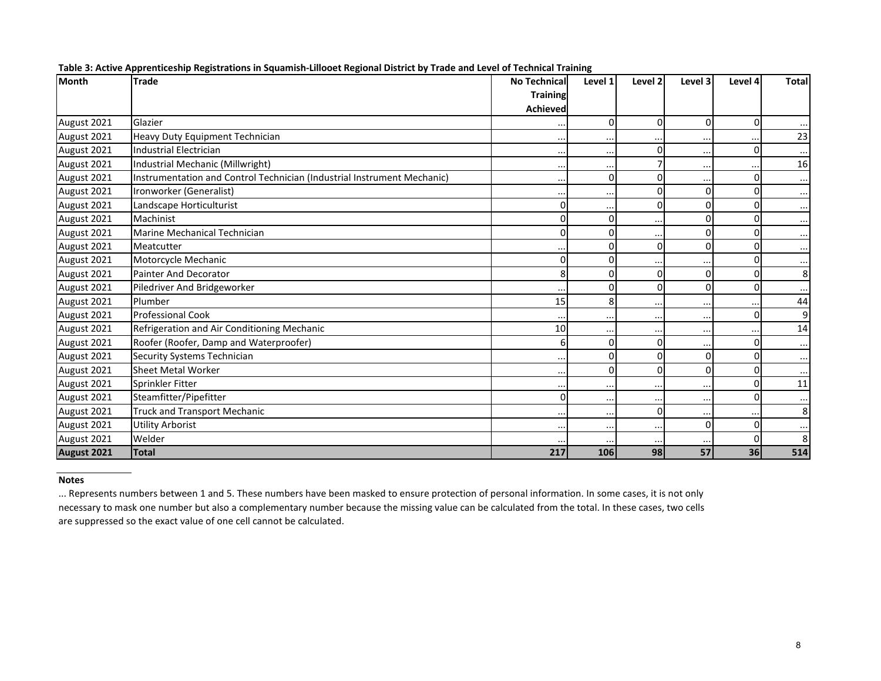**Table 3: Active Apprenticeship Registrations in Squamish-Lillooet Regional District by Trade and Level of Technical Training**

| Month | Trade | No Technical Training Achieved | Level 1 | Level 2 | Level 3 | Level 4 | Total |
|---|---|---|---|---|---|---|---|
| August 2021 | Glazier | ... | 0 | 0 | 0 | 0 | ... |
| August 2021 | Heavy Duty Equipment Technician | ... | ... | ... | ... | ... | 23 |
| August 2021 | Industrial Electrician | ... | ... | 0 | ... | 0 | ... |
| August 2021 | Industrial Mechanic (Millwright) | ... | ... | 7 | ... | ... | 16 |
| August 2021 | Instrumentation and Control Technician (Industrial Instrument Mechanic) | ... | 0 | 0 | ... | 0 | ... |
| August 2021 | Ironworker (Generalist) | ... | ... | 0 | 0 | 0 | ... |
| August 2021 | Landscape Horticulturist | 0 | ... | 0 | 0 | 0 | ... |
| August 2021 | Machinist | 0 | 0 | ... | 0 | 0 | ... |
| August 2021 | Marine Mechanical Technician | 0 | 0 | ... | 0 | 0 | ... |
| August 2021 | Meatcutter | ... | 0 | 0 | 0 | 0 | ... |
| August 2021 | Motorcycle Mechanic | 0 | 0 | ... | ... | 0 | ... |
| August 2021 | Painter And Decorator | 8 | 0 | 0 | 0 | 0 | 8 |
| August 2021 | Piledriver And Bridgeworker | ... | 0 | 0 | 0 | 0 | ... |
| August 2021 | Plumber | 15 | 8 | ... | ... | ... | 44 |
| August 2021 | Professional Cook | ... | ... | ... | ... | 0 | 9 |
| August 2021 | Refrigeration and Air Conditioning Mechanic | 10 | ... | ... | ... | ... | 14 |
| August 2021 | Roofer (Roofer, Damp and Waterproofer) | 6 | 0 | 0 | ... | 0 | ... |
| August 2021 | Security Systems Technician | ... | 0 | 0 | 0 | 0 | ... |
| August 2021 | Sheet Metal Worker | ... | 0 | 0 | 0 | 0 | ... |
| August 2021 | Sprinkler Fitter | ... | ... | ... | ... | 0 | 11 |
| August 2021 | Steamfitter/Pipefitter | 0 | ... | ... | ... | 0 | ... |
| August 2021 | Truck and Transport Mechanic | ... | ... | 0 | ... | ... | 8 |
| August 2021 | Utility Arborist | ... | ... | ... | 0 | 0 | ... |
| August 2021 | Welder | ... | ... | ... | ... | 0 | 8 |
| **August 2021** | **Total** | **217** | **106** | **98** | **57** | **36** | **514** |

**Notes**

... Represents numbers between 1 and 5. These numbers have been masked to ensure protection of personal information. In some cases, it is not only necessary to mask one number but also a complementary number because the missing value can be calculated from the total. In these cases, two cells are suppressed so the exact value of one cell cannot be calculated.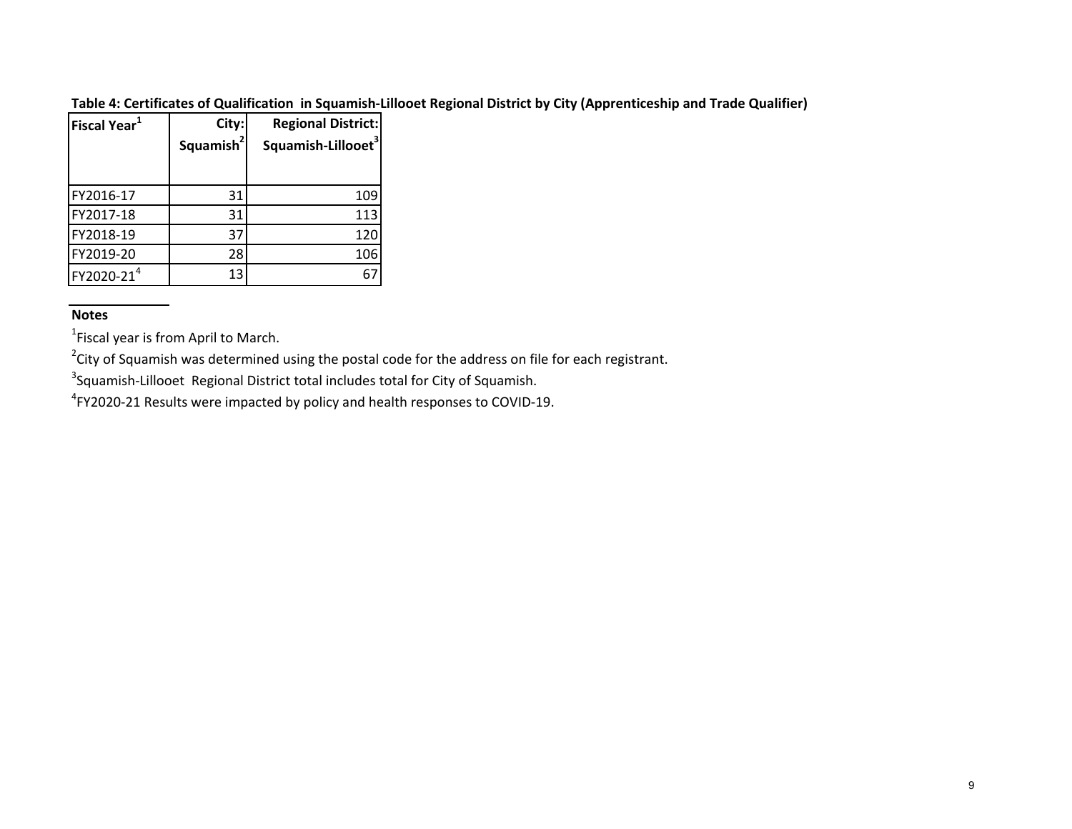**Table 4: Certificates of Qualification in Squamish-Lillooet Regional District by City (Apprenticeship and Trade Qualifier)**

| Fiscal Year[1] | City: Squamish[2] | Regional District: Squamish-Lillooet[3] |
|---|---|---|
| FY2016-17 | 31 | 109 |
| FY2017-18 | 31 | 113 |
| FY2018-19 | 37 | 120 |
| FY2019-20 | 28 | 106 |
| FY2020-21[4] | 13 | 67 |

**Notes**

[1]Fiscal year is from April to March.

[2]City of Squamish was determined using the postal code for the address on file for each registrant.

[3]Squamish-Lillooet Regional District total includes total for City of Squamish.

[4]FY2020-21 Results were impacted by policy and health responses to COVID-19.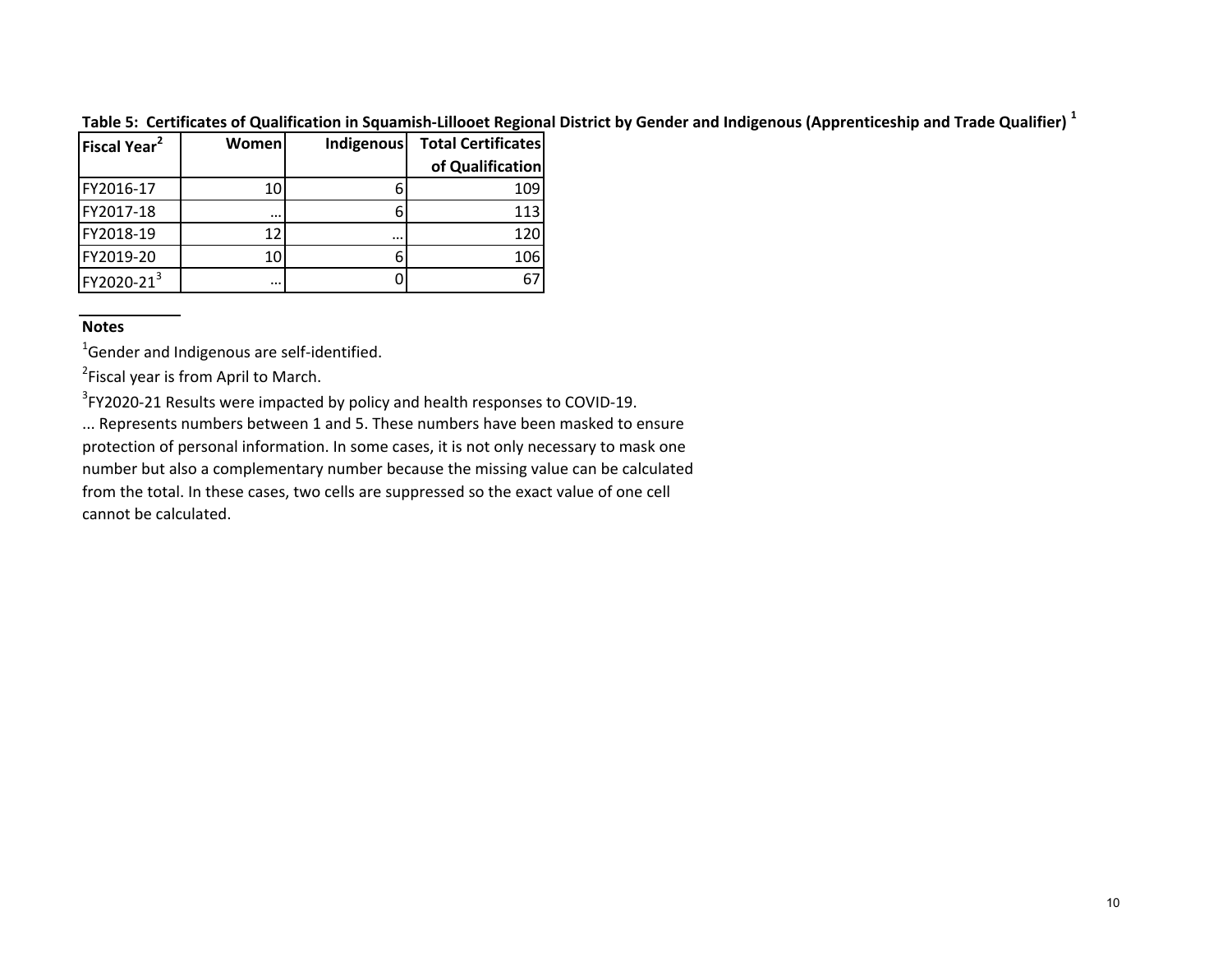**Table 5: Certificates of Qualification in Squamish-Lillooet Regional District by Gender and Indigenous (Apprenticeship and Trade Qualifier) [1]**

| Fiscal Year[2] | Women | Indigenous | Total Certificates of Qualification |
|---|---|---|---|
| FY2016-17 | 10 | 6 | 109 |
| FY2017-18 | ... | 6 | 113 |
| FY2018-19 | 12 | ... | 120 |
| FY2019-20 | 10 | 6 | 106 |
| FY2020-21[3] | ... | 0 | 67 |

**Notes**

[1]Gender and Indigenous are self-identified.

[2]Fiscal year is from April to March.

[3]FY2020-21 Results were impacted by policy and health responses to COVID-19.

... Represents numbers between 1 and 5. These numbers have been masked to ensure protection of personal information. In some cases, it is not only necessary to mask one number but also a complementary number because the missing value can be calculated from the total. In these cases, two cells are suppressed so the exact value of one cell cannot be calculated.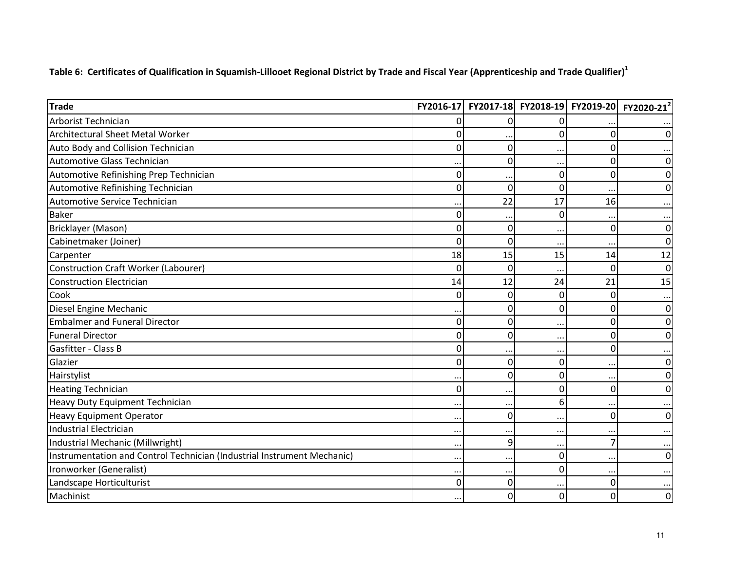**Table 6: Certificates of Qualification in Squamish-Lillooet Regional District by Trade and Fiscal Year (Apprenticeship and Trade Qualifier)[1]**

| Trade | FY2016-17 | FY2017-18 | FY2018-19 | FY2019-20 | FY2020-21[2] |
|---|---|---|---|---|---|
| Arborist Technician | 0 | 0 | 0 | ... | ... |
| Architectural Sheet Metal Worker | 0 | ... | 0 | 0 | 0 |
| Auto Body and Collision Technician | 0 | 0 | ... | 0 | ... |
| Automotive Glass Technician | ... | 0 | ... | 0 | 0 |
| Automotive Refinishing Prep Technician | 0 | ... | 0 | 0 | 0 |
| Automotive Refinishing Technician | 0 | 0 | 0 | ... | 0 |
| Automotive Service Technician | ... | 22 | 17 | 16 | ... |
| Baker | 0 | ... | 0 | ... | ... |
| Bricklayer (Mason) | 0 | 0 | ... | 0 | 0 |
| Cabinetmaker (Joiner) | 0 | 0 | ... | ... | 0 |
| Carpenter | 18 | 15 | 15 | 14 | 12 |
| Construction Craft Worker (Labourer) | 0 | 0 | ... | 0 | 0 |
| Construction Electrician | 14 | 12 | 24 | 21 | 15 |
| Cook | 0 | 0 | 0 | 0 | ... |
| Diesel Engine Mechanic | ... | 0 | 0 | 0 | 0 |
| Embalmer and Funeral Director | 0 | 0 | ... | 0 | 0 |
| Funeral Director | 0 | 0 | ... | 0 | 0 |
| Gasfitter - Class B | 0 | ... | ... | 0 | ... |
| Glazier | 0 | 0 | 0 | ... | 0 |
| Hairstylist | ... | 0 | 0 | ... | 0 |
| Heating Technician | 0 | ... | 0 | 0 | 0 |
| Heavy Duty Equipment Technician | ... | ... | 6 | ... | ... |
| Heavy Equipment Operator | ... | 0 | ... | 0 | 0 |
| Industrial Electrician | ... | ... | ... | ... | ... |
| Industrial Mechanic (Millwright) | ... | 9 | ... | 7 | ... |
| Instrumentation and Control Technician (Industrial Instrument Mechanic) | ... | ... | 0 | ... | 0 |
| Ironworker (Generalist) | ... | ... | 0 | ... | ... |
| Landscape Horticulturist | 0 | 0 | ... | 0 | ... |
| Machinist | ... | 0 | 0 | 0 | 0 |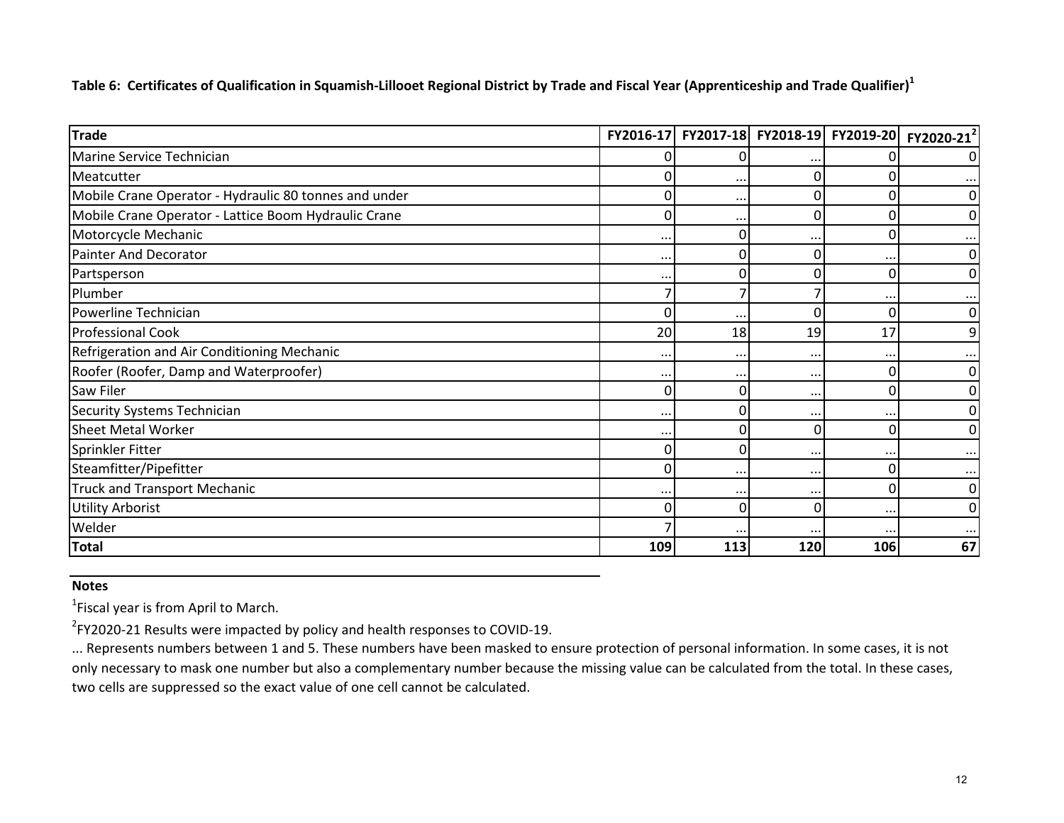**Table 6: Certificates of Qualification in Squamish-Lillooet Regional District by Trade and Fiscal Year (Apprenticeship and Trade Qualifier)[1]**

| Trade | FY2016-17 | FY2017-18 | FY2018-19 | FY2019-20 | FY2020-21[2] |
|---|---|---|---|---|---|
| Marine Service Technician | 0 | 0 | ... | 0 | 0 |
| Meatcutter | 0 | ... | 0 | 0 | ... |
| Mobile Crane Operator - Hydraulic 80 tonnes and under | 0 | ... | 0 | 0 | 0 |
| Mobile Crane Operator - Lattice Boom Hydraulic Crane | 0 | ... | 0 | 0 | 0 |
| Motorcycle Mechanic | ... | 0 | ... | 0 | ... |
| Painter And Decorator | ... | 0 | 0 | ... | 0 |
| Partsperson | ... | 0 | 0 | 0 | 0 |
| Plumber | 7 | 7 | 7 | ... | ... |
| Powerline Technician | 0 | ... | 0 | 0 | 0 |
| Professional Cook | 20 | 18 | 19 | 17 | 9 |
| Refrigeration and Air Conditioning Mechanic | ... | ... | ... | ... | ... |
| Roofer (Roofer, Damp and Waterproofer) | ... | ... | ... | 0 | 0 |
| Saw Filer | 0 | 0 | ... | 0 | 0 |
| Security Systems Technician | ... | 0 | ... | ... | 0 |
| Sheet Metal Worker | ... | 0 | 0 | 0 | 0 |
| Sprinkler Fitter | 0 | 0 | ... | ... | ... |
| Steamfitter/Pipefitter | 0 | ... | ... | 0 | ... |
| Truck and Transport Mechanic | ... | ... | ... | 0 | 0 |
| Utility Arborist | 0 | 0 | 0 | ... | 0 |
| Welder | 7 | ... | ... | ... | ... |
| **Total** | **109** | **113** | **120** | **106** | **67** |

**Notes**

[1]Fiscal year is from April to March.

[2]FY2020-21 Results were impacted by policy and health responses to COVID-19.

... Represents numbers between 1 and 5. These numbers have been masked to ensure protection of personal information. In some cases, it is not only necessary to mask one number but also a complementary number because the missing value can be calculated from the total. In these cases, two cells are suppressed so the exact value of one cell cannot be calculated.